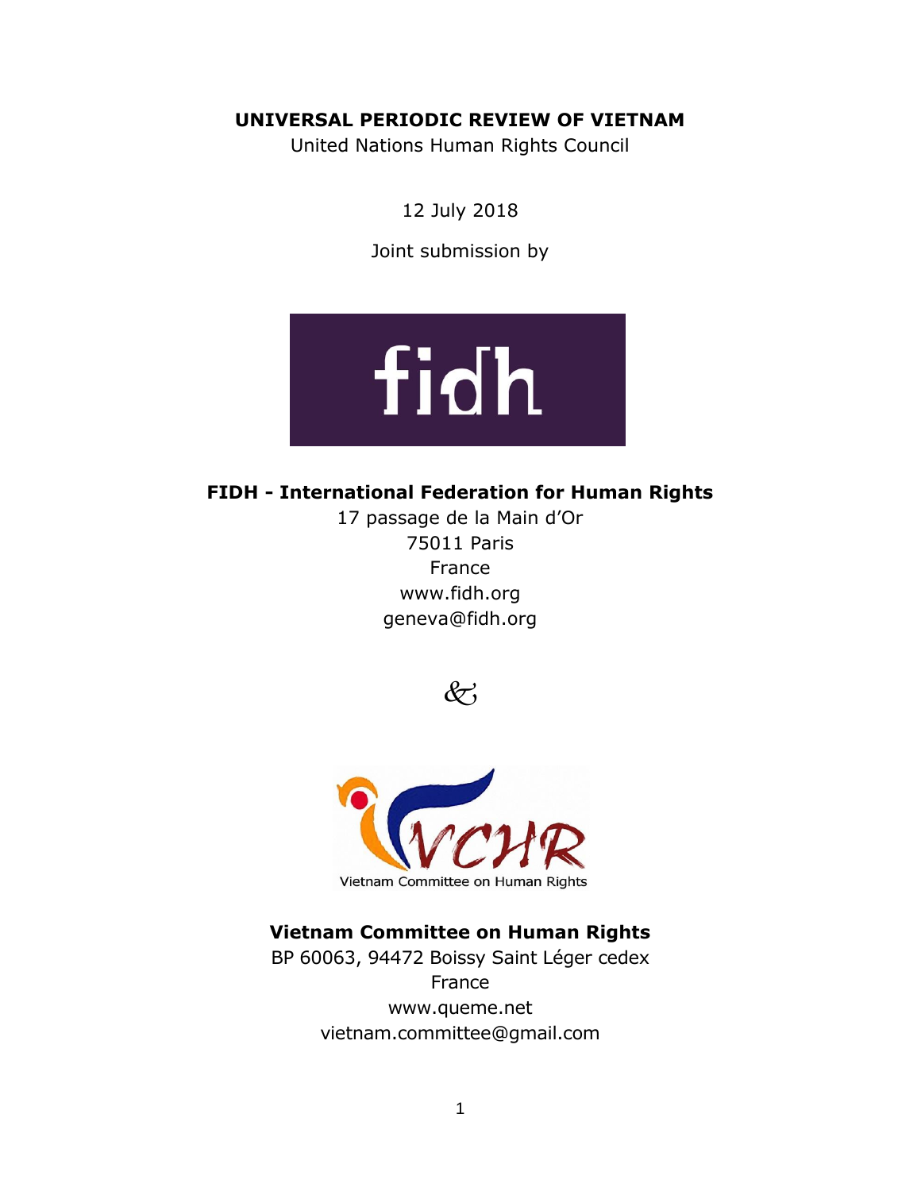**UNIVERSAL PERIODIC REVIEW OF VIETNAM**

United Nations Human Rights Council

12 July 2018

Joint submission by

**FIDH - International Federation for Human Rights**

17 passage de la Main d'Or
75011 Paris
France
www.fidh.org
geneva@fidh.org

&

**Vietnam Committee on Human Rights**

BP 60063, 94472 Boissy Saint Léger cedex
France
www.queme.net
vietnam.committee@gmail.com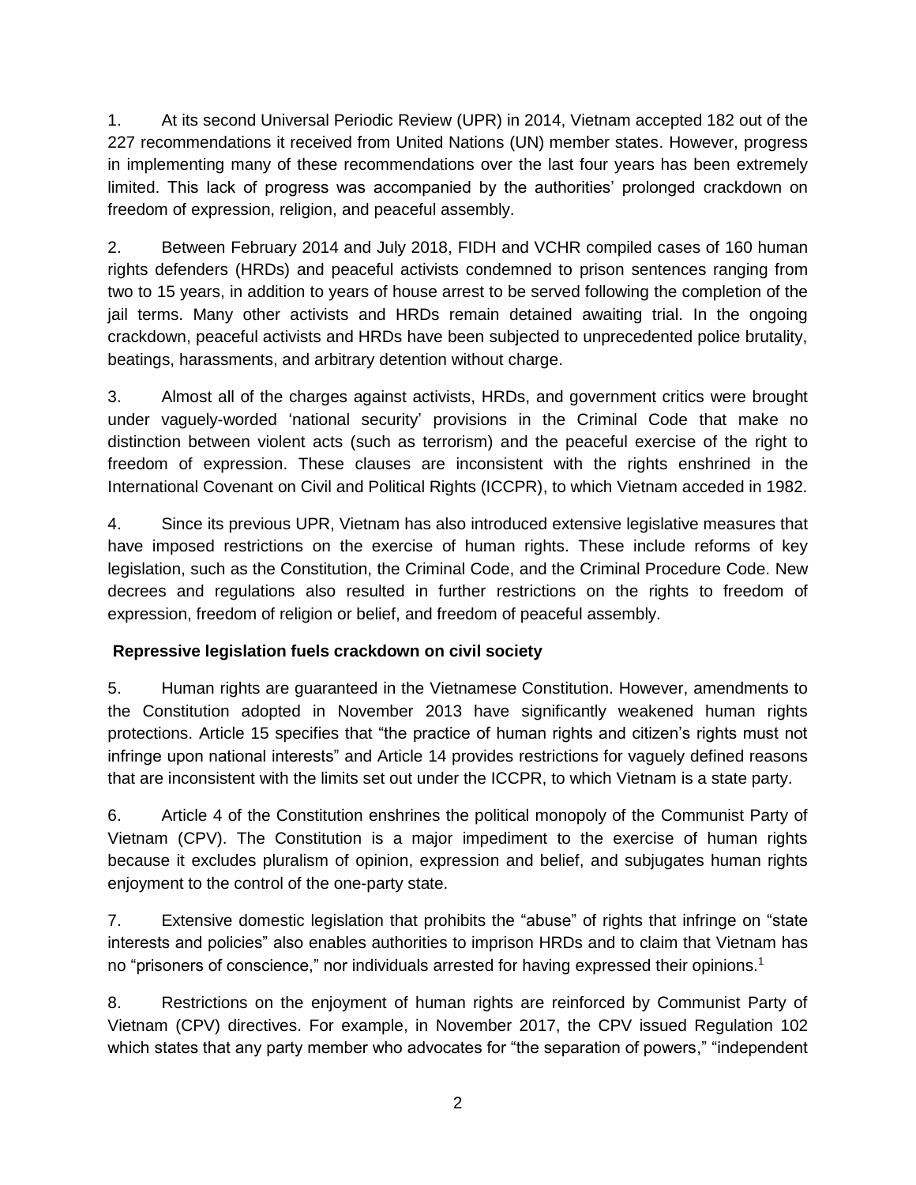1. At its second Universal Periodic Review (UPR) in 2014, Vietnam accepted 182 out of the 227 recommendations it received from United Nations (UN) member states. However, progress in implementing many of these recommendations over the last four years has been extremely limited. This lack of progress was accompanied by the authorities' prolonged crackdown on freedom of expression, religion, and peaceful assembly.

2. Between February 2014 and July 2018, FIDH and VCHR compiled cases of 160 human rights defenders (HRDs) and peaceful activists condemned to prison sentences ranging from two to 15 years, in addition to years of house arrest to be served following the completion of the jail terms. Many other activists and HRDs remain detained awaiting trial. In the ongoing crackdown, peaceful activists and HRDs have been subjected to unprecedented police brutality, beatings, harassments, and arbitrary detention without charge.

3. Almost all of the charges against activists, HRDs, and government critics were brought under vaguely-worded 'national security' provisions in the Criminal Code that make no distinction between violent acts (such as terrorism) and the peaceful exercise of the right to freedom of expression. These clauses are inconsistent with the rights enshrined in the International Covenant on Civil and Political Rights (ICCPR), to which Vietnam acceded in 1982.

4. Since its previous UPR, Vietnam has also introduced extensive legislative measures that have imposed restrictions on the exercise of human rights. These include reforms of key legislation, such as the Constitution, the Criminal Code, and the Criminal Procedure Code. New decrees and regulations also resulted in further restrictions on the rights to freedom of expression, freedom of religion or belief, and freedom of peaceful assembly.

**Repressive legislation fuels crackdown on civil society**

5. Human rights are guaranteed in the Vietnamese Constitution. However, amendments to the Constitution adopted in November 2013 have significantly weakened human rights protections. Article 15 specifies that "the practice of human rights and citizen's rights must not infringe upon national interests" and Article 14 provides restrictions for vaguely defined reasons that are inconsistent with the limits set out under the ICCPR, to which Vietnam is a state party.

6. Article 4 of the Constitution enshrines the political monopoly of the Communist Party of Vietnam (CPV). The Constitution is a major impediment to the exercise of human rights because it excludes pluralism of opinion, expression and belief, and subjugates human rights enjoyment to the control of the one-party state.

7. Extensive domestic legislation that prohibits the "abuse" of rights that infringe on "state interests and policies" also enables authorities to imprison HRDs and to claim that Vietnam has no "prisoners of conscience," nor individuals arrested for having expressed their opinions.[1]

8. Restrictions on the enjoyment of human rights are reinforced by Communist Party of Vietnam (CPV) directives. For example, in November 2017, the CPV issued Regulation 102 which states that any party member who advocates for "the separation of powers," "independent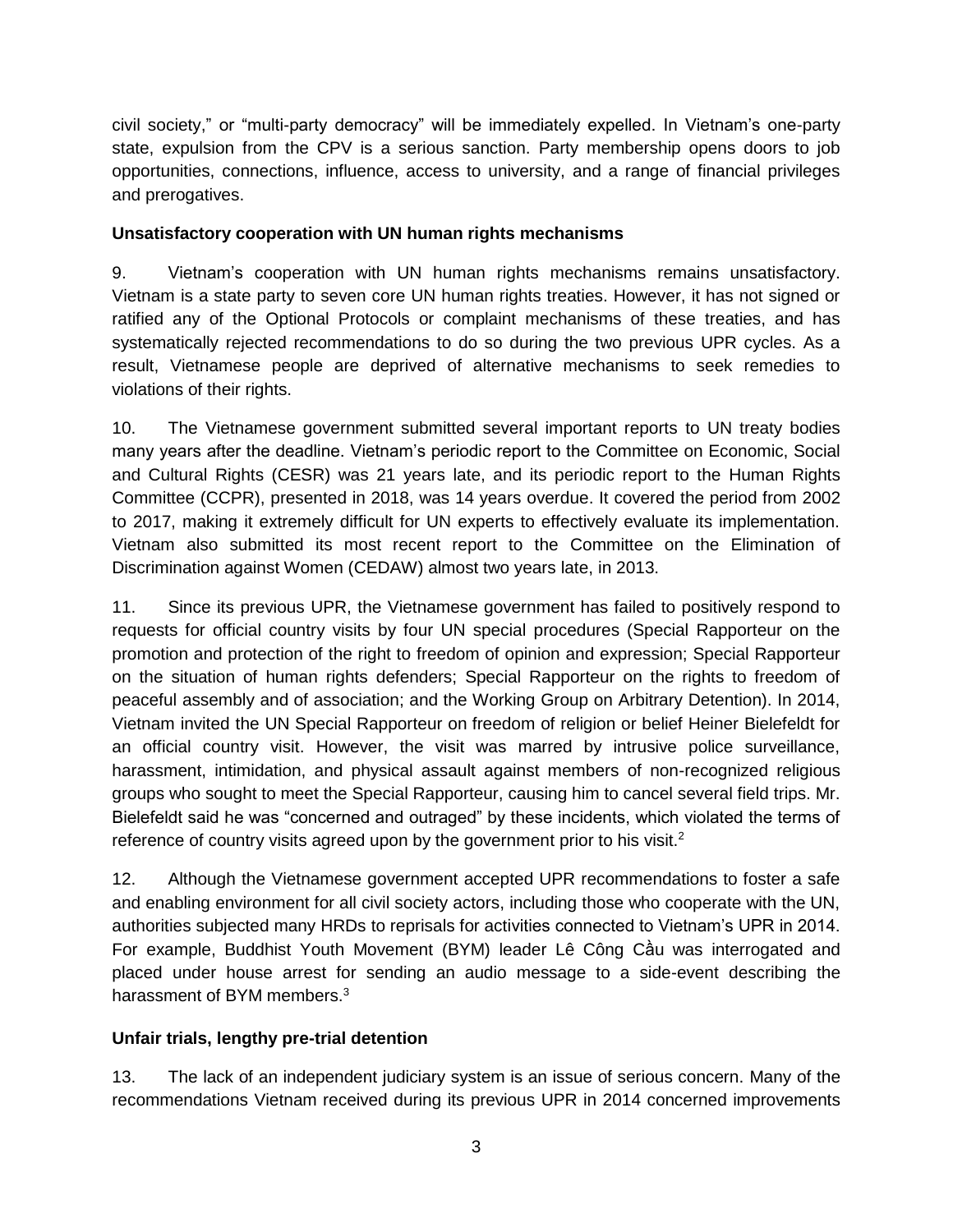civil society," or "multi-party democracy" will be immediately expelled. In Vietnam's one-party state, expulsion from the CPV is a serious sanction. Party membership opens doors to job opportunities, connections, influence, access to university, and a range of financial privileges and prerogatives.

**Unsatisfactory cooperation with UN human rights mechanisms**

9. Vietnam's cooperation with UN human rights mechanisms remains unsatisfactory. Vietnam is a state party to seven core UN human rights treaties. However, it has not signed or ratified any of the Optional Protocols or complaint mechanisms of these treaties, and has systematically rejected recommendations to do so during the two previous UPR cycles. As a result, Vietnamese people are deprived of alternative mechanisms to seek remedies to violations of their rights.

10. The Vietnamese government submitted several important reports to UN treaty bodies many years after the deadline. Vietnam's periodic report to the Committee on Economic, Social and Cultural Rights (CESR) was 21 years late, and its periodic report to the Human Rights Committee (CCPR), presented in 2018, was 14 years overdue. It covered the period from 2002 to 2017, making it extremely difficult for UN experts to effectively evaluate its implementation. Vietnam also submitted its most recent report to the Committee on the Elimination of Discrimination against Women (CEDAW) almost two years late, in 2013.

11. Since its previous UPR, the Vietnamese government has failed to positively respond to requests for official country visits by four UN special procedures (Special Rapporteur on the promotion and protection of the right to freedom of opinion and expression; Special Rapporteur on the situation of human rights defenders; Special Rapporteur on the rights to freedom of peaceful assembly and of association; and the Working Group on Arbitrary Detention). In 2014, Vietnam invited the UN Special Rapporteur on freedom of religion or belief Heiner Bielefeldt for an official country visit. However, the visit was marred by intrusive police surveillance, harassment, intimidation, and physical assault against members of non-recognized religious groups who sought to meet the Special Rapporteur, causing him to cancel several field trips. Mr. Bielefeldt said he was "concerned and outraged" by these incidents, which violated the terms of reference of country visits agreed upon by the government prior to his visit.[2]

12. Although the Vietnamese government accepted UPR recommendations to foster a safe and enabling environment for all civil society actors, including those who cooperate with the UN, authorities subjected many HRDs to reprisals for activities connected to Vietnam's UPR in 2014. For example, Buddhist Youth Movement (BYM) leader Lê Công Cầu was interrogated and placed under house arrest for sending an audio message to a side-event describing the harassment of BYM members.[3]

**Unfair trials, lengthy pre-trial detention**

13. The lack of an independent judiciary system is an issue of serious concern. Many of the recommendations Vietnam received during its previous UPR in 2014 concerned improvements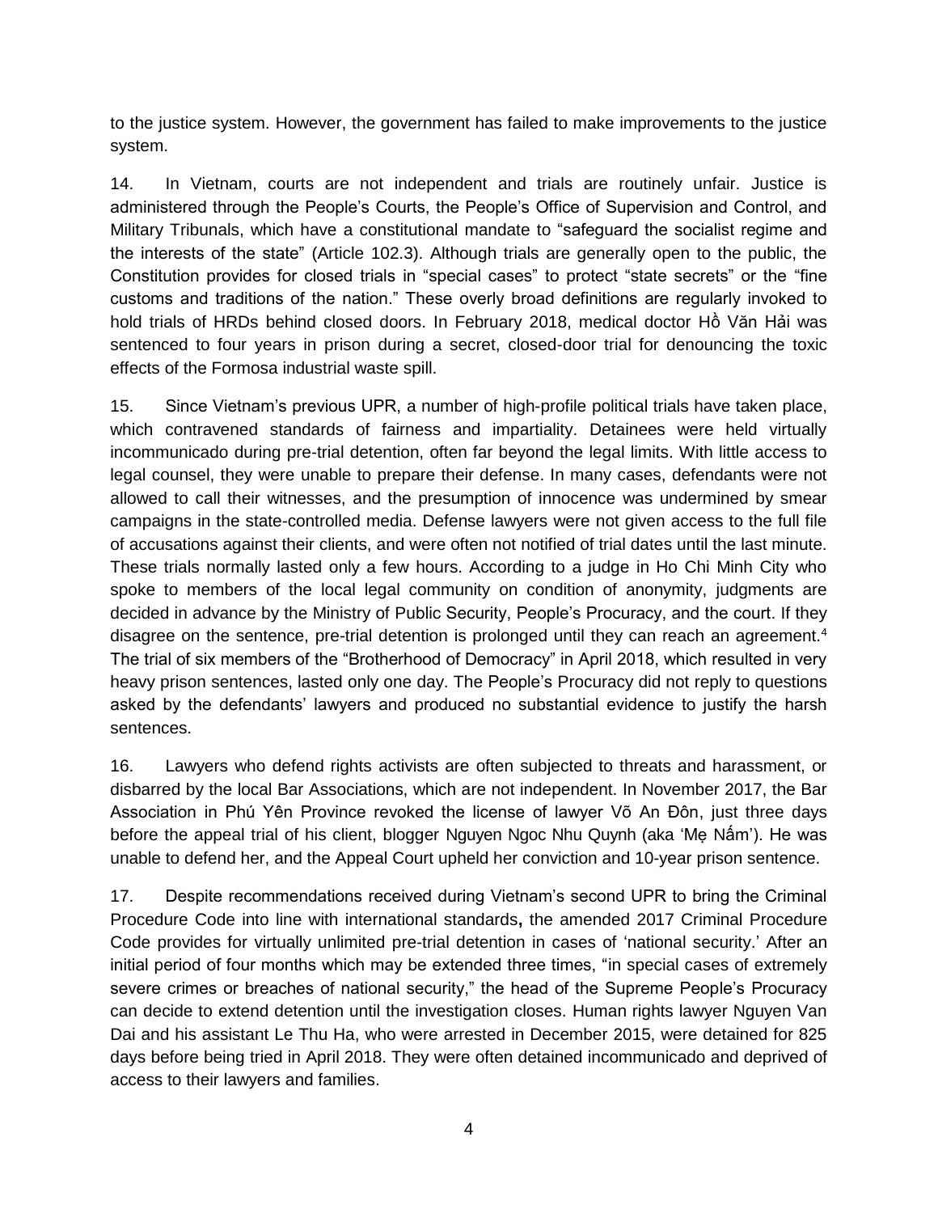to the justice system. However, the government has failed to make improvements to the justice system.

14. In Vietnam, courts are not independent and trials are routinely unfair. Justice is administered through the People's Courts, the People's Office of Supervision and Control, and Military Tribunals, which have a constitutional mandate to "safeguard the socialist regime and the interests of the state" (Article 102.3). Although trials are generally open to the public, the Constitution provides for closed trials in "special cases" to protect "state secrets" or the "fine customs and traditions of the nation." These overly broad definitions are regularly invoked to hold trials of HRDs behind closed doors. In February 2018, medical doctor Hồ Văn Hải was sentenced to four years in prison during a secret, closed-door trial for denouncing the toxic effects of the Formosa industrial waste spill.

15. Since Vietnam's previous UPR, a number of high-profile political trials have taken place, which contravened standards of fairness and impartiality. Detainees were held virtually incommunicado during pre-trial detention, often far beyond the legal limits. With little access to legal counsel, they were unable to prepare their defense. In many cases, defendants were not allowed to call their witnesses, and the presumption of innocence was undermined by smear campaigns in the state-controlled media. Defense lawyers were not given access to the full file of accusations against their clients, and were often not notified of trial dates until the last minute. These trials normally lasted only a few hours. According to a judge in Ho Chi Minh City who spoke to members of the local legal community on condition of anonymity, judgments are decided in advance by the Ministry of Public Security, People's Procuracy, and the court. If they disagree on the sentence, pre-trial detention is prolonged until they can reach an agreement.[4] The trial of six members of the "Brotherhood of Democracy" in April 2018, which resulted in very heavy prison sentences, lasted only one day. The People's Procuracy did not reply to questions asked by the defendants' lawyers and produced no substantial evidence to justify the harsh sentences.

16. Lawyers who defend rights activists are often subjected to threats and harassment, or disbarred by the local Bar Associations, which are not independent. In November 2017, the Bar Association in Phú Yên Province revoked the license of lawyer Võ An Đôn, just three days before the appeal trial of his client, blogger Nguyen Ngoc Nhu Quynh (aka 'Mẹ Nấm'). He was unable to defend her, and the Appeal Court upheld her conviction and 10-year prison sentence.

17. Despite recommendations received during Vietnam's second UPR to bring the Criminal Procedure Code into line with international standards**,** the amended 2017 Criminal Procedure Code provides for virtually unlimited pre-trial detention in cases of 'national security.' After an initial period of four months which may be extended three times, "in special cases of extremely severe crimes or breaches of national security," the head of the Supreme People's Procuracy can decide to extend detention until the investigation closes. Human rights lawyer Nguyen Van Dai and his assistant Le Thu Ha, who were arrested in December 2015, were detained for 825 days before being tried in April 2018. They were often detained incommunicado and deprived of access to their lawyers and families.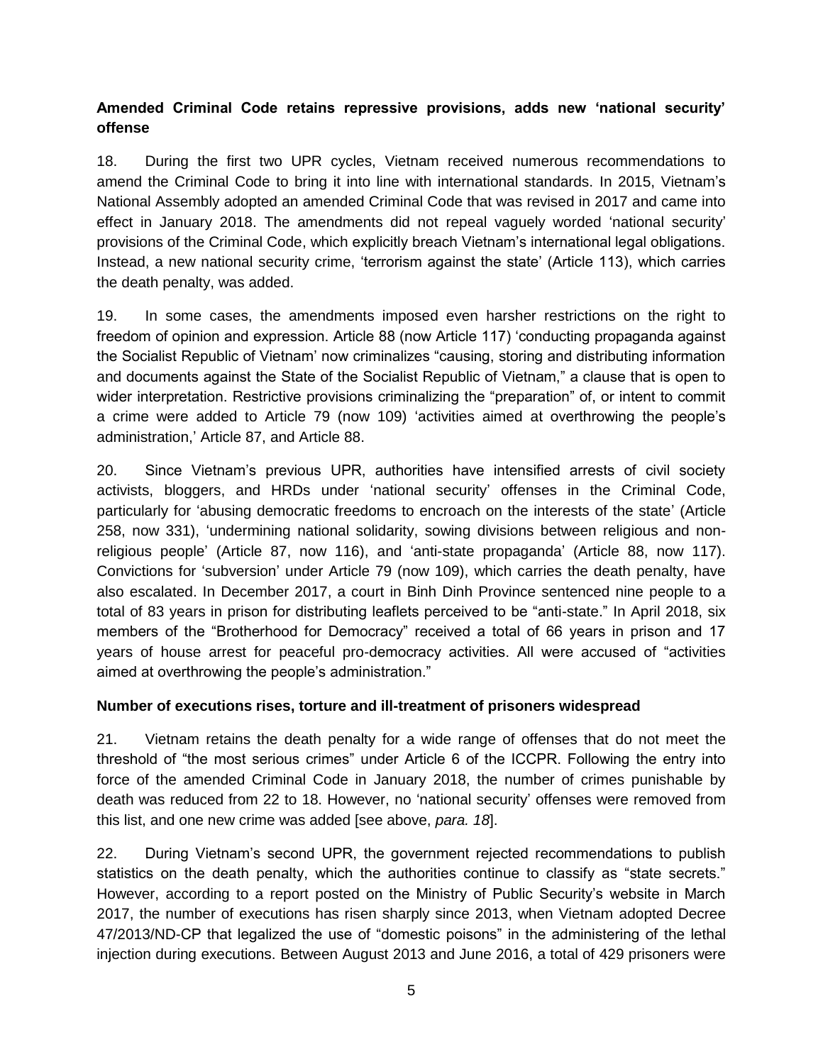**Amended Criminal Code retains repressive provisions, adds new 'national security' offense**

18. During the first two UPR cycles, Vietnam received numerous recommendations to amend the Criminal Code to bring it into line with international standards. In 2015, Vietnam's National Assembly adopted an amended Criminal Code that was revised in 2017 and came into effect in January 2018. The amendments did not repeal vaguely worded 'national security' provisions of the Criminal Code, which explicitly breach Vietnam's international legal obligations. Instead, a new national security crime, 'terrorism against the state' (Article 113), which carries the death penalty, was added.

19. In some cases, the amendments imposed even harsher restrictions on the right to freedom of opinion and expression. Article 88 (now Article 117) 'conducting propaganda against the Socialist Republic of Vietnam' now criminalizes "causing, storing and distributing information and documents against the State of the Socialist Republic of Vietnam," a clause that is open to wider interpretation. Restrictive provisions criminalizing the "preparation" of, or intent to commit a crime were added to Article 79 (now 109) 'activities aimed at overthrowing the people's administration,' Article 87, and Article 88.

20. Since Vietnam's previous UPR, authorities have intensified arrests of civil society activists, bloggers, and HRDs under 'national security' offenses in the Criminal Code, particularly for 'abusing democratic freedoms to encroach on the interests of the state' (Article 258, now 331), 'undermining national solidarity, sowing divisions between religious and non-religious people' (Article 87, now 116), and 'anti-state propaganda' (Article 88, now 117). Convictions for 'subversion' under Article 79 (now 109), which carries the death penalty, have also escalated. In December 2017, a court in Binh Dinh Province sentenced nine people to a total of 83 years in prison for distributing leaflets perceived to be "anti-state." In April 2018, six members of the "Brotherhood for Democracy" received a total of 66 years in prison and 17 years of house arrest for peaceful pro-democracy activities. All were accused of "activities aimed at overthrowing the people's administration."

**Number of executions rises, torture and ill-treatment of prisoners widespread**

21. Vietnam retains the death penalty for a wide range of offenses that do not meet the threshold of "the most serious crimes" under Article 6 of the ICCPR. Following the entry into force of the amended Criminal Code in January 2018, the number of crimes punishable by death was reduced from 22 to 18. However, no 'national security' offenses were removed from this list, and one new crime was added [see above, *para. 18*].

22. During Vietnam's second UPR, the government rejected recommendations to publish statistics on the death penalty, which the authorities continue to classify as "state secrets." However, according to a report posted on the Ministry of Public Security's website in March 2017, the number of executions has risen sharply since 2013, when Vietnam adopted Decree 47/2013/ND-CP that legalized the use of "domestic poisons" in the administering of the lethal injection during executions. Between August 2013 and June 2016, a total of 429 prisoners were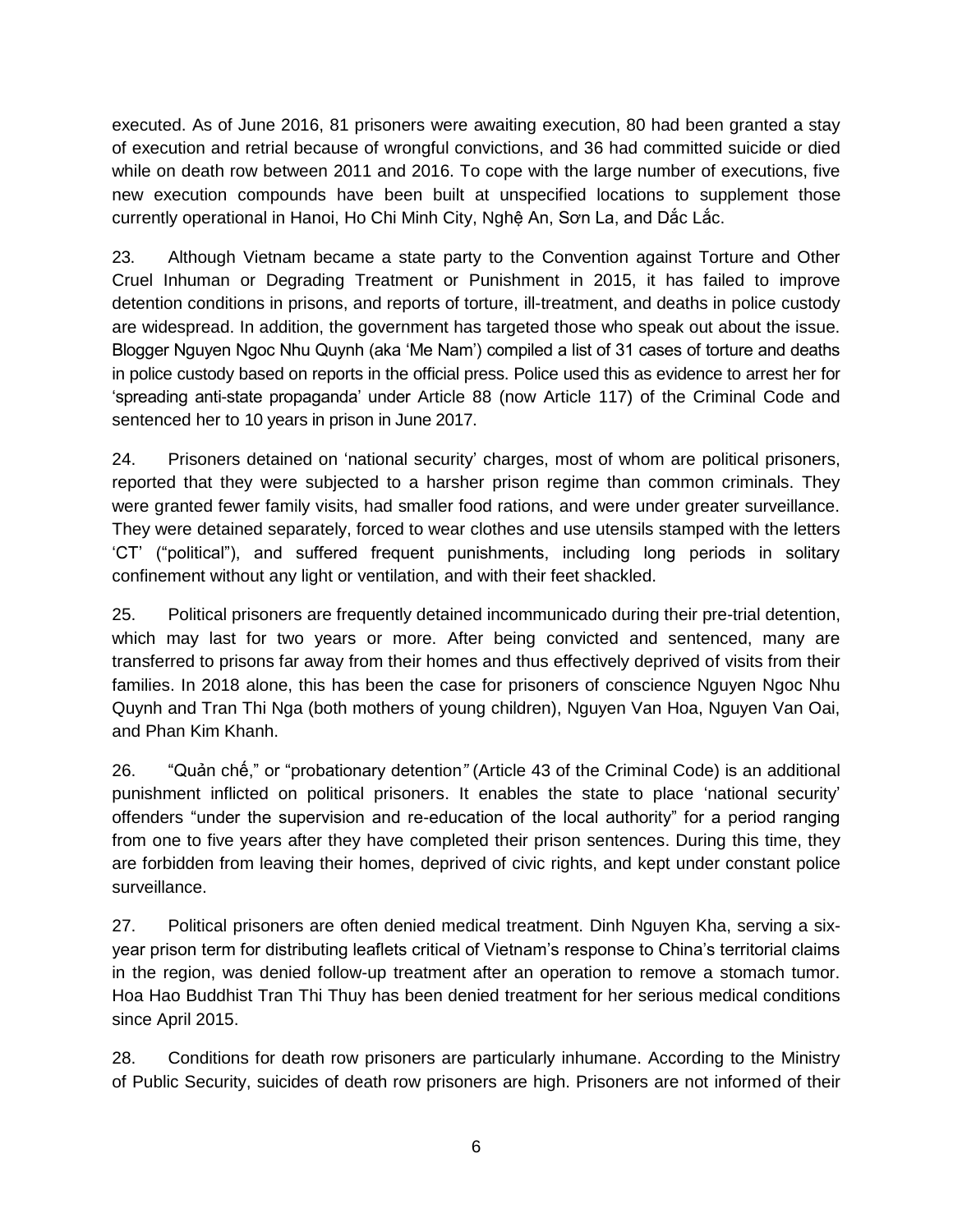executed. As of June 2016, 81 prisoners were awaiting execution, 80 had been granted a stay of execution and retrial because of wrongful convictions, and 36 had committed suicide or died while on death row between 2011 and 2016. To cope with the large number of executions, five new execution compounds have been built at unspecified locations to supplement those currently operational in Hanoi, Ho Chi Minh City, Nghệ An, Sơn La, and Dắc Lắc.

23. Although Vietnam became a state party to the Convention against Torture and Other Cruel Inhuman or Degrading Treatment or Punishment in 2015, it has failed to improve detention conditions in prisons, and reports of torture, ill-treatment, and deaths in police custody are widespread. In addition, the government has targeted those who speak out about the issue. Blogger Nguyen Ngoc Nhu Quynh (aka 'Me Nam') compiled a list of 31 cases of torture and deaths in police custody based on reports in the official press. Police used this as evidence to arrest her for 'spreading anti-state propaganda' under Article 88 (now Article 117) of the Criminal Code and sentenced her to 10 years in prison in June 2017.

24. Prisoners detained on 'national security' charges, most of whom are political prisoners, reported that they were subjected to a harsher prison regime than common criminals. They were granted fewer family visits, had smaller food rations, and were under greater surveillance. They were detained separately, forced to wear clothes and use utensils stamped with the letters 'CT' ("political"), and suffered frequent punishments, including long periods in solitary confinement without any light or ventilation, and with their feet shackled.

25. Political prisoners are frequently detained incommunicado during their pre-trial detention, which may last for two years or more. After being convicted and sentenced, many are transferred to prisons far away from their homes and thus effectively deprived of visits from their families. In 2018 alone, this has been the case for prisoners of conscience Nguyen Ngoc Nhu Quynh and Tran Thi Nga (both mothers of young children), Nguyen Van Hoa, Nguyen Van Oai, and Phan Kim Khanh.

26. "Quản chế," or "probationary detention" (Article 43 of the Criminal Code) is an additional punishment inflicted on political prisoners. It enables the state to place 'national security' offenders "under the supervision and re-education of the local authority" for a period ranging from one to five years after they have completed their prison sentences. During this time, they are forbidden from leaving their homes, deprived of civic rights, and kept under constant police surveillance.

27. Political prisoners are often denied medical treatment. Dinh Nguyen Kha, serving a six-year prison term for distributing leaflets critical of Vietnam's response to China's territorial claims in the region, was denied follow-up treatment after an operation to remove a stomach tumor. Hoa Hao Buddhist Tran Thi Thuy has been denied treatment for her serious medical conditions since April 2015.

28. Conditions for death row prisoners are particularly inhumane. According to the Ministry of Public Security, suicides of death row prisoners are high. Prisoners are not informed of their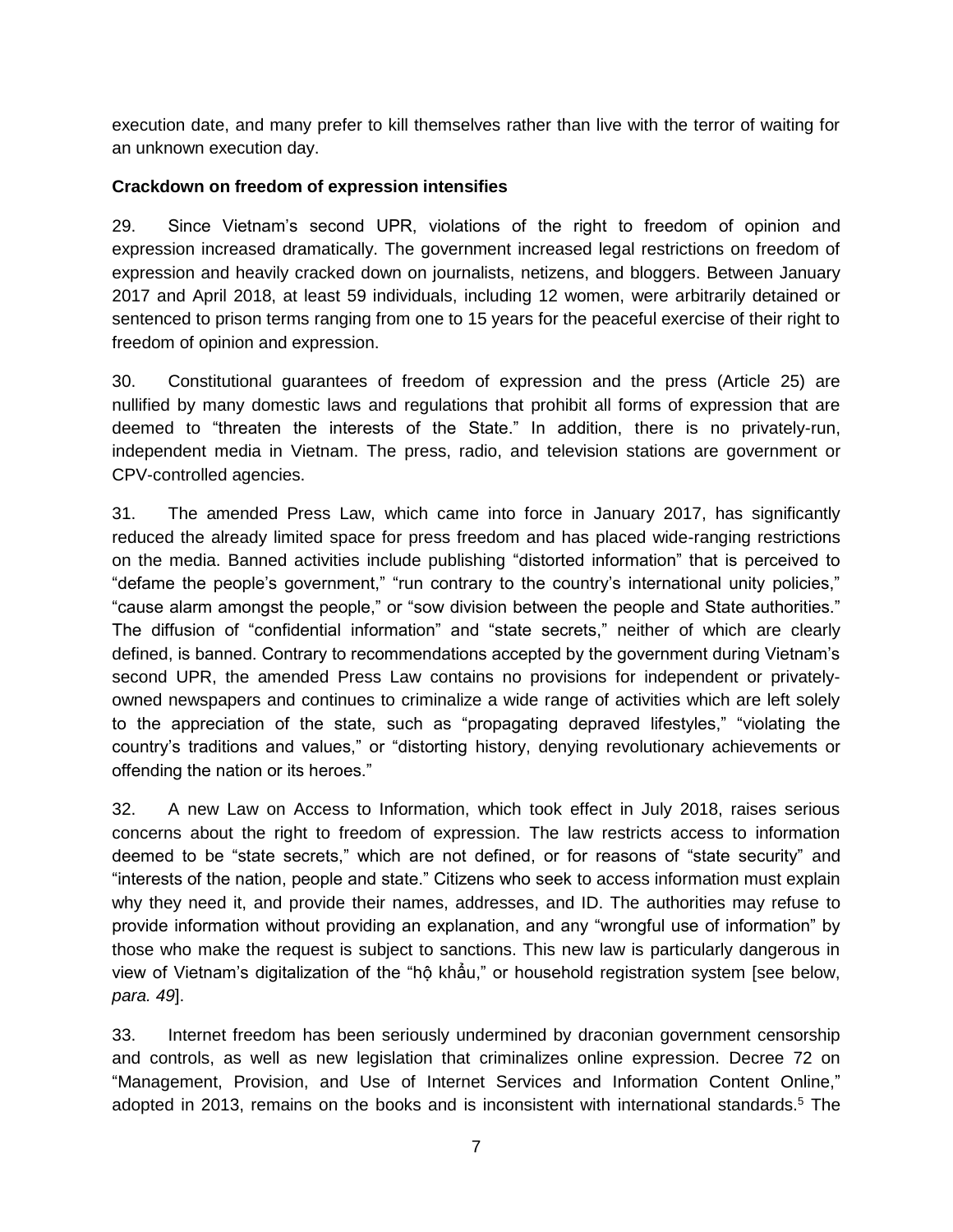execution date, and many prefer to kill themselves rather than live with the terror of waiting for an unknown execution day.

**Crackdown on freedom of expression intensifies**

29. Since Vietnam's second UPR, violations of the right to freedom of opinion and expression increased dramatically. The government increased legal restrictions on freedom of expression and heavily cracked down on journalists, netizens, and bloggers. Between January 2017 and April 2018, at least 59 individuals, including 12 women, were arbitrarily detained or sentenced to prison terms ranging from one to 15 years for the peaceful exercise of their right to freedom of opinion and expression.

30. Constitutional guarantees of freedom of expression and the press (Article 25) are nullified by many domestic laws and regulations that prohibit all forms of expression that are deemed to "threaten the interests of the State." In addition, there is no privately-run, independent media in Vietnam. The press, radio, and television stations are government or CPV-controlled agencies.

31. The amended Press Law, which came into force in January 2017, has significantly reduced the already limited space for press freedom and has placed wide-ranging restrictions on the media. Banned activities include publishing "distorted information" that is perceived to "defame the people's government," "run contrary to the country's international unity policies," "cause alarm amongst the people," or "sow division between the people and State authorities." The diffusion of "confidential information" and "state secrets," neither of which are clearly defined, is banned. Contrary to recommendations accepted by the government during Vietnam's second UPR, the amended Press Law contains no provisions for independent or privately-owned newspapers and continues to criminalize a wide range of activities which are left solely to the appreciation of the state, such as "propagating depraved lifestyles," "violating the country's traditions and values," or "distorting history, denying revolutionary achievements or offending the nation or its heroes."

32. A new Law on Access to Information, which took effect in July 2018, raises serious concerns about the right to freedom of expression. The law restricts access to information deemed to be "state secrets," which are not defined, or for reasons of "state security" and "interests of the nation, people and state." Citizens who seek to access information must explain why they need it, and provide their names, addresses, and ID. The authorities may refuse to provide information without providing an explanation, and any "wrongful use of information" by those who make the request is subject to sanctions. This new law is particularly dangerous in view of Vietnam's digitalization of the "hộ khẩu," or household registration system [see below, *para. 49*].

33. Internet freedom has been seriously undermined by draconian government censorship and controls, as well as new legislation that criminalizes online expression. Decree 72 on "Management, Provision, and Use of Internet Services and Information Content Online," adopted in 2013, remains on the books and is inconsistent with international standards.[5] The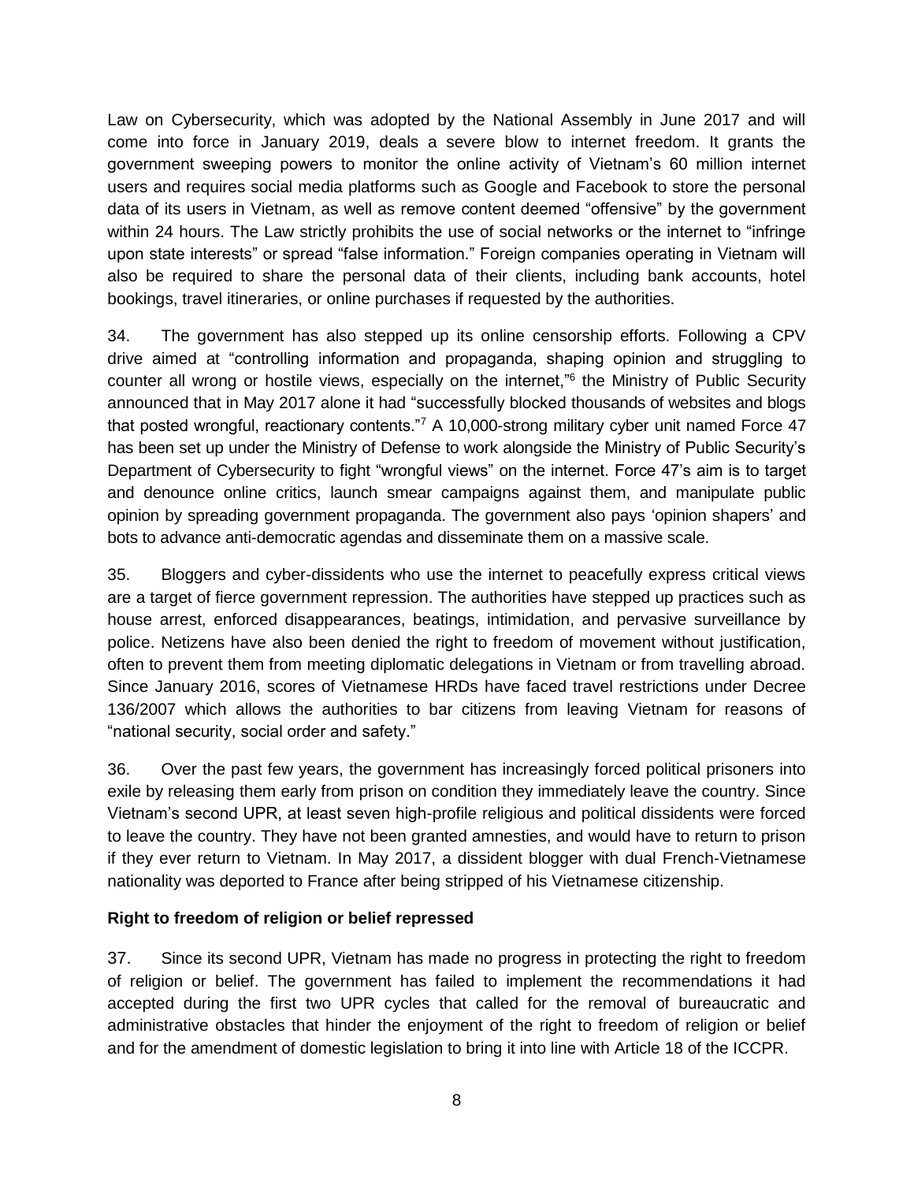Law on Cybersecurity, which was adopted by the National Assembly in June 2017 and will come into force in January 2019, deals a severe blow to internet freedom. It grants the government sweeping powers to monitor the online activity of Vietnam's 60 million internet users and requires social media platforms such as Google and Facebook to store the personal data of its users in Vietnam, as well as remove content deemed "offensive" by the government within 24 hours. The Law strictly prohibits the use of social networks or the internet to "infringe upon state interests" or spread "false information." Foreign companies operating in Vietnam will also be required to share the personal data of their clients, including bank accounts, hotel bookings, travel itineraries, or online purchases if requested by the authorities.

34. The government has also stepped up its online censorship efforts. Following a CPV drive aimed at "controlling information and propaganda, shaping opinion and struggling to counter all wrong or hostile views, especially on the internet,"[6] the Ministry of Public Security announced that in May 2017 alone it had "successfully blocked thousands of websites and blogs that posted wrongful, reactionary contents."[7] A 10,000-strong military cyber unit named Force 47 has been set up under the Ministry of Defense to work alongside the Ministry of Public Security's Department of Cybersecurity to fight "wrongful views" on the internet. Force 47's aim is to target and denounce online critics, launch smear campaigns against them, and manipulate public opinion by spreading government propaganda. The government also pays 'opinion shapers' and bots to advance anti-democratic agendas and disseminate them on a massive scale.

35. Bloggers and cyber-dissidents who use the internet to peacefully express critical views are a target of fierce government repression. The authorities have stepped up practices such as house arrest, enforced disappearances, beatings, intimidation, and pervasive surveillance by police. Netizens have also been denied the right to freedom of movement without justification, often to prevent them from meeting diplomatic delegations in Vietnam or from travelling abroad. Since January 2016, scores of Vietnamese HRDs have faced travel restrictions under Decree 136/2007 which allows the authorities to bar citizens from leaving Vietnam for reasons of "national security, social order and safety."

36. Over the past few years, the government has increasingly forced political prisoners into exile by releasing them early from prison on condition they immediately leave the country. Since Vietnam's second UPR, at least seven high-profile religious and political dissidents were forced to leave the country. They have not been granted amnesties, and would have to return to prison if they ever return to Vietnam. In May 2017, a dissident blogger with dual French-Vietnamese nationality was deported to France after being stripped of his Vietnamese citizenship.

**Right to freedom of religion or belief repressed**

37. Since its second UPR, Vietnam has made no progress in protecting the right to freedom of religion or belief. The government has failed to implement the recommendations it had accepted during the first two UPR cycles that called for the removal of bureaucratic and administrative obstacles that hinder the enjoyment of the right to freedom of religion or belief and for the amendment of domestic legislation to bring it into line with Article 18 of the ICCPR.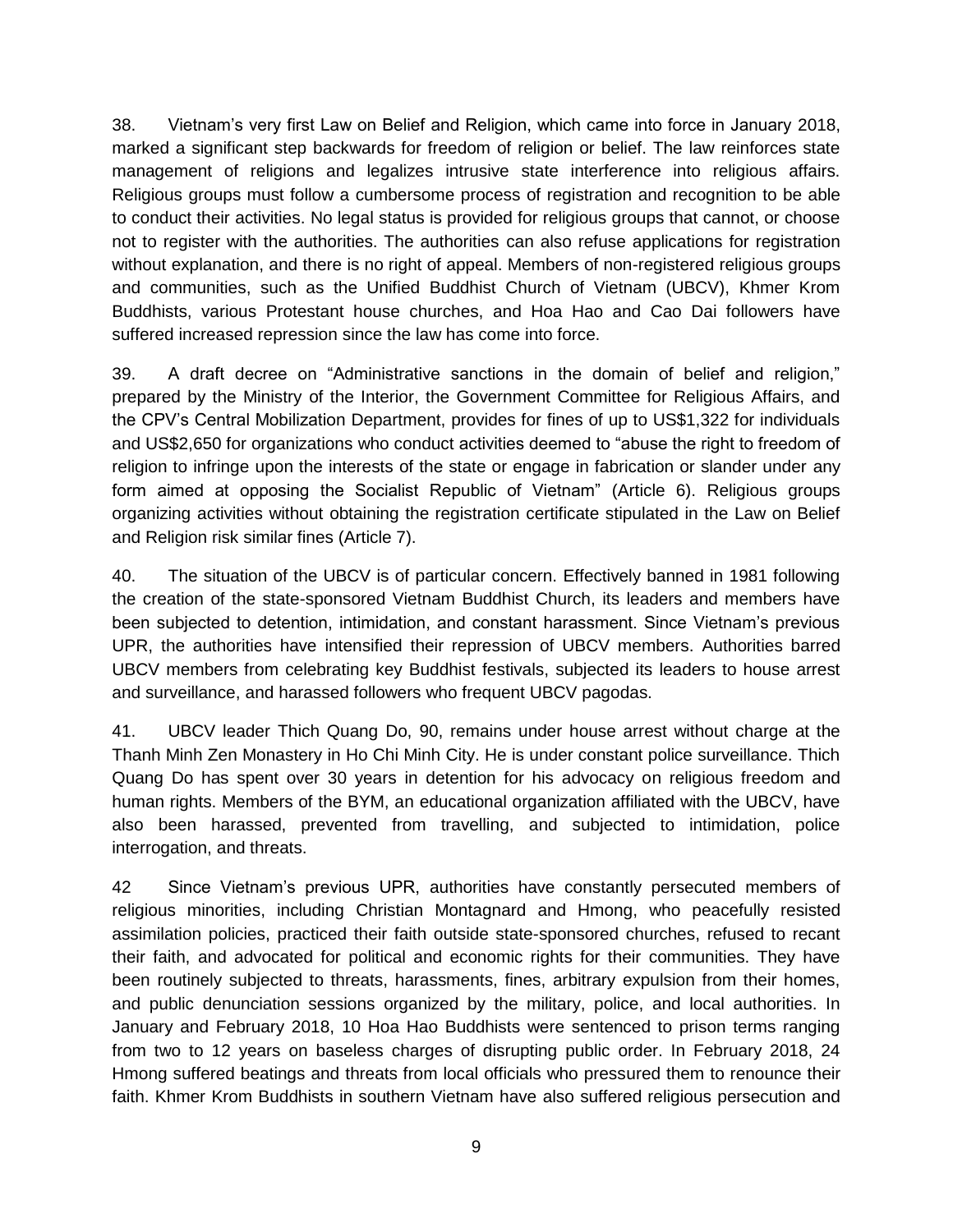38. Vietnam's very first Law on Belief and Religion, which came into force in January 2018, marked a significant step backwards for freedom of religion or belief. The law reinforces state management of religions and legalizes intrusive state interference into religious affairs. Religious groups must follow a cumbersome process of registration and recognition to be able to conduct their activities. No legal status is provided for religious groups that cannot, or choose not to register with the authorities. The authorities can also refuse applications for registration without explanation, and there is no right of appeal. Members of non-registered religious groups and communities, such as the Unified Buddhist Church of Vietnam (UBCV), Khmer Krom Buddhists, various Protestant house churches, and Hoa Hao and Cao Dai followers have suffered increased repression since the law has come into force.

39. A draft decree on "Administrative sanctions in the domain of belief and religion," prepared by the Ministry of the Interior, the Government Committee for Religious Affairs, and the CPV's Central Mobilization Department, provides for fines of up to US$1,322 for individuals and US$2,650 for organizations who conduct activities deemed to "abuse the right to freedom of religion to infringe upon the interests of the state or engage in fabrication or slander under any form aimed at opposing the Socialist Republic of Vietnam" (Article 6). Religious groups organizing activities without obtaining the registration certificate stipulated in the Law on Belief and Religion risk similar fines (Article 7).

40. The situation of the UBCV is of particular concern. Effectively banned in 1981 following the creation of the state-sponsored Vietnam Buddhist Church, its leaders and members have been subjected to detention, intimidation, and constant harassment. Since Vietnam's previous UPR, the authorities have intensified their repression of UBCV members. Authorities barred UBCV members from celebrating key Buddhist festivals, subjected its leaders to house arrest and surveillance, and harassed followers who frequent UBCV pagodas.

41. UBCV leader Thich Quang Do, 90, remains under house arrest without charge at the Thanh Minh Zen Monastery in Ho Chi Minh City. He is under constant police surveillance. Thich Quang Do has spent over 30 years in detention for his advocacy on religious freedom and human rights. Members of the BYM, an educational organization affiliated with the UBCV, have also been harassed, prevented from travelling, and subjected to intimidation, police interrogation, and threats.

42 Since Vietnam's previous UPR, authorities have constantly persecuted members of religious minorities, including Christian Montagnard and Hmong, who peacefully resisted assimilation policies, practiced their faith outside state-sponsored churches, refused to recant their faith, and advocated for political and economic rights for their communities. They have been routinely subjected to threats, harassments, fines, arbitrary expulsion from their homes, and public denunciation sessions organized by the military, police, and local authorities. In January and February 2018, 10 Hoa Hao Buddhists were sentenced to prison terms ranging from two to 12 years on baseless charges of disrupting public order. In February 2018, 24 Hmong suffered beatings and threats from local officials who pressured them to renounce their faith. Khmer Krom Buddhists in southern Vietnam have also suffered religious persecution and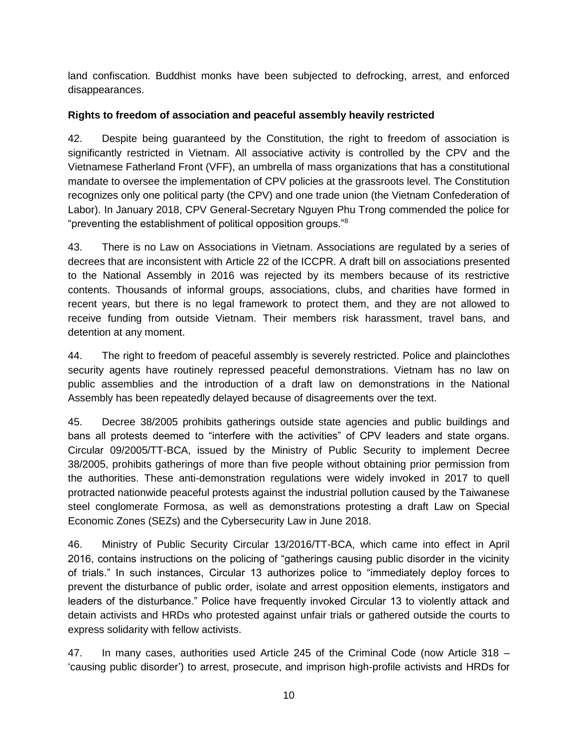land confiscation. Buddhist monks have been subjected to defrocking, arrest, and enforced disappearances.

**Rights to freedom of association and peaceful assembly heavily restricted**

42. Despite being guaranteed by the Constitution, the right to freedom of association is significantly restricted in Vietnam. All associative activity is controlled by the CPV and the Vietnamese Fatherland Front (VFF), an umbrella of mass organizations that has a constitutional mandate to oversee the implementation of CPV policies at the grassroots level. The Constitution recognizes only one political party (the CPV) and one trade union (the Vietnam Confederation of Labor). In January 2018, CPV General-Secretary Nguyen Phu Trong commended the police for "preventing the establishment of political opposition groups."[8]

43. There is no Law on Associations in Vietnam. Associations are regulated by a series of decrees that are inconsistent with Article 22 of the ICCPR. A draft bill on associations presented to the National Assembly in 2016 was rejected by its members because of its restrictive contents. Thousands of informal groups, associations, clubs, and charities have formed in recent years, but there is no legal framework to protect them, and they are not allowed to receive funding from outside Vietnam. Their members risk harassment, travel bans, and detention at any moment.

44. The right to freedom of peaceful assembly is severely restricted. Police and plainclothes security agents have routinely repressed peaceful demonstrations. Vietnam has no law on public assemblies and the introduction of a draft law on demonstrations in the National Assembly has been repeatedly delayed because of disagreements over the text.

45. Decree 38/2005 prohibits gatherings outside state agencies and public buildings and bans all protests deemed to "interfere with the activities" of CPV leaders and state organs. Circular 09/2005/TT-BCA, issued by the Ministry of Public Security to implement Decree 38/2005, prohibits gatherings of more than five people without obtaining prior permission from the authorities. These anti-demonstration regulations were widely invoked in 2017 to quell protracted nationwide peaceful protests against the industrial pollution caused by the Taiwanese steel conglomerate Formosa, as well as demonstrations protesting a draft Law on Special Economic Zones (SEZs) and the Cybersecurity Law in June 2018.

46. Ministry of Public Security Circular 13/2016/TT-BCA, which came into effect in April 2016, contains instructions on the policing of "gatherings causing public disorder in the vicinity of trials." In such instances, Circular 13 authorizes police to "immediately deploy forces to prevent the disturbance of public order, isolate and arrest opposition elements, instigators and leaders of the disturbance." Police have frequently invoked Circular 13 to violently attack and detain activists and HRDs who protested against unfair trials or gathered outside the courts to express solidarity with fellow activists.

47. In many cases, authorities used Article 245 of the Criminal Code (now Article 318 – 'causing public disorder') to arrest, prosecute, and imprison high-profile activists and HRDs for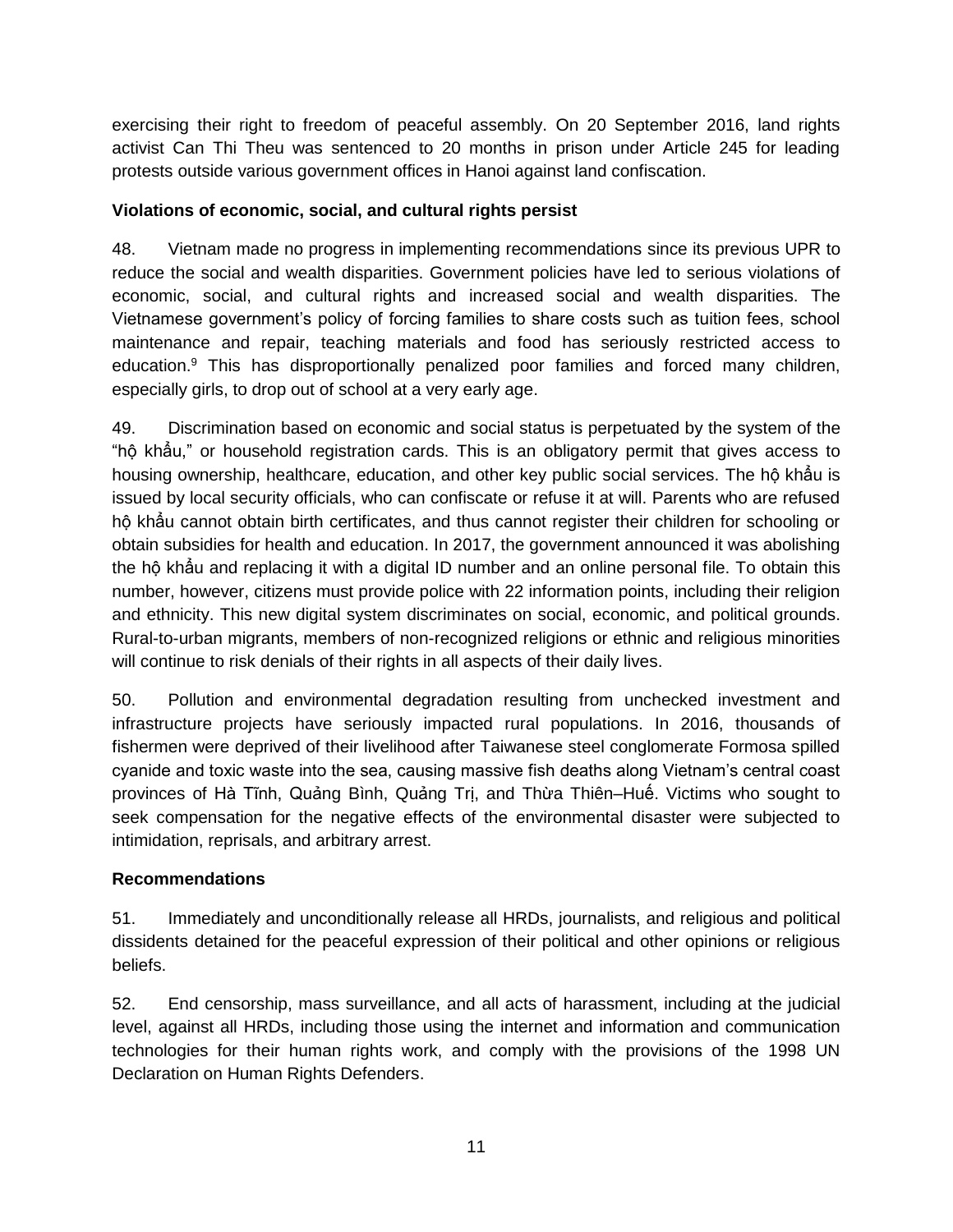exercising their right to freedom of peaceful assembly. On 20 September 2016, land rights activist Can Thi Theu was sentenced to 20 months in prison under Article 245 for leading protests outside various government offices in Hanoi against land confiscation.

**Violations of economic, social, and cultural rights persist**

48. Vietnam made no progress in implementing recommendations since its previous UPR to reduce the social and wealth disparities. Government policies have led to serious violations of economic, social, and cultural rights and increased social and wealth disparities. The Vietnamese government's policy of forcing families to share costs such as tuition fees, school maintenance and repair, teaching materials and food has seriously restricted access to education.[9] This has disproportionally penalized poor families and forced many children, especially girls, to drop out of school at a very early age.

49. Discrimination based on economic and social status is perpetuated by the system of the "hộ khẩu," or household registration cards. This is an obligatory permit that gives access to housing ownership, healthcare, education, and other key public social services. The hộ khẩu is issued by local security officials, who can confiscate or refuse it at will. Parents who are refused hộ khẩu cannot obtain birth certificates, and thus cannot register their children for schooling or obtain subsidies for health and education. In 2017, the government announced it was abolishing the hộ khẩu and replacing it with a digital ID number and an online personal file. To obtain this number, however, citizens must provide police with 22 information points, including their religion and ethnicity. This new digital system discriminates on social, economic, and political grounds. Rural-to-urban migrants, members of non-recognized religions or ethnic and religious minorities will continue to risk denials of their rights in all aspects of their daily lives.

50. Pollution and environmental degradation resulting from unchecked investment and infrastructure projects have seriously impacted rural populations. In 2016, thousands of fishermen were deprived of their livelihood after Taiwanese steel conglomerate Formosa spilled cyanide and toxic waste into the sea, causing massive fish deaths along Vietnam's central coast provinces of Hà Tĩnh, Quảng Bình, Quảng Trị, and Thừa Thiên–Huế. Victims who sought to seek compensation for the negative effects of the environmental disaster were subjected to intimidation, reprisals, and arbitrary arrest.

**Recommendations**

51. Immediately and unconditionally release all HRDs, journalists, and religious and political dissidents detained for the peaceful expression of their political and other opinions or religious beliefs.

52. End censorship, mass surveillance, and all acts of harassment, including at the judicial level, against all HRDs, including those using the internet and information and communication technologies for their human rights work, and comply with the provisions of the 1998 UN Declaration on Human Rights Defenders.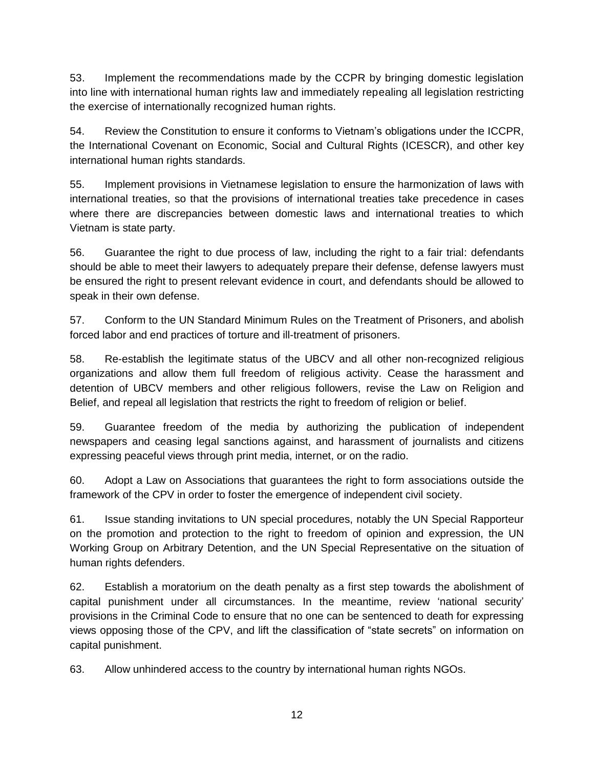53. Implement the recommendations made by the CCPR by bringing domestic legislation into line with international human rights law and immediately repealing all legislation restricting the exercise of internationally recognized human rights.

54. Review the Constitution to ensure it conforms to Vietnam's obligations under the ICCPR, the International Covenant on Economic, Social and Cultural Rights (ICESCR), and other key international human rights standards.

55. Implement provisions in Vietnamese legislation to ensure the harmonization of laws with international treaties, so that the provisions of international treaties take precedence in cases where there are discrepancies between domestic laws and international treaties to which Vietnam is state party.

56. Guarantee the right to due process of law, including the right to a fair trial: defendants should be able to meet their lawyers to adequately prepare their defense, defense lawyers must be ensured the right to present relevant evidence in court, and defendants should be allowed to speak in their own defense.

57. Conform to the UN Standard Minimum Rules on the Treatment of Prisoners, and abolish forced labor and end practices of torture and ill-treatment of prisoners.

58. Re-establish the legitimate status of the UBCV and all other non-recognized religious organizations and allow them full freedom of religious activity. Cease the harassment and detention of UBCV members and other religious followers, revise the Law on Religion and Belief, and repeal all legislation that restricts the right to freedom of religion or belief.

59. Guarantee freedom of the media by authorizing the publication of independent newspapers and ceasing legal sanctions against, and harassment of journalists and citizens expressing peaceful views through print media, internet, or on the radio.

60. Adopt a Law on Associations that guarantees the right to form associations outside the framework of the CPV in order to foster the emergence of independent civil society.

61. Issue standing invitations to UN special procedures, notably the UN Special Rapporteur on the promotion and protection to the right to freedom of opinion and expression, the UN Working Group on Arbitrary Detention, and the UN Special Representative on the situation of human rights defenders.

62. Establish a moratorium on the death penalty as a first step towards the abolishment of capital punishment under all circumstances. In the meantime, review 'national security' provisions in the Criminal Code to ensure that no one can be sentenced to death for expressing views opposing those of the CPV, and lift the classification of "state secrets" on information on capital punishment.

63. Allow unhindered access to the country by international human rights NGOs.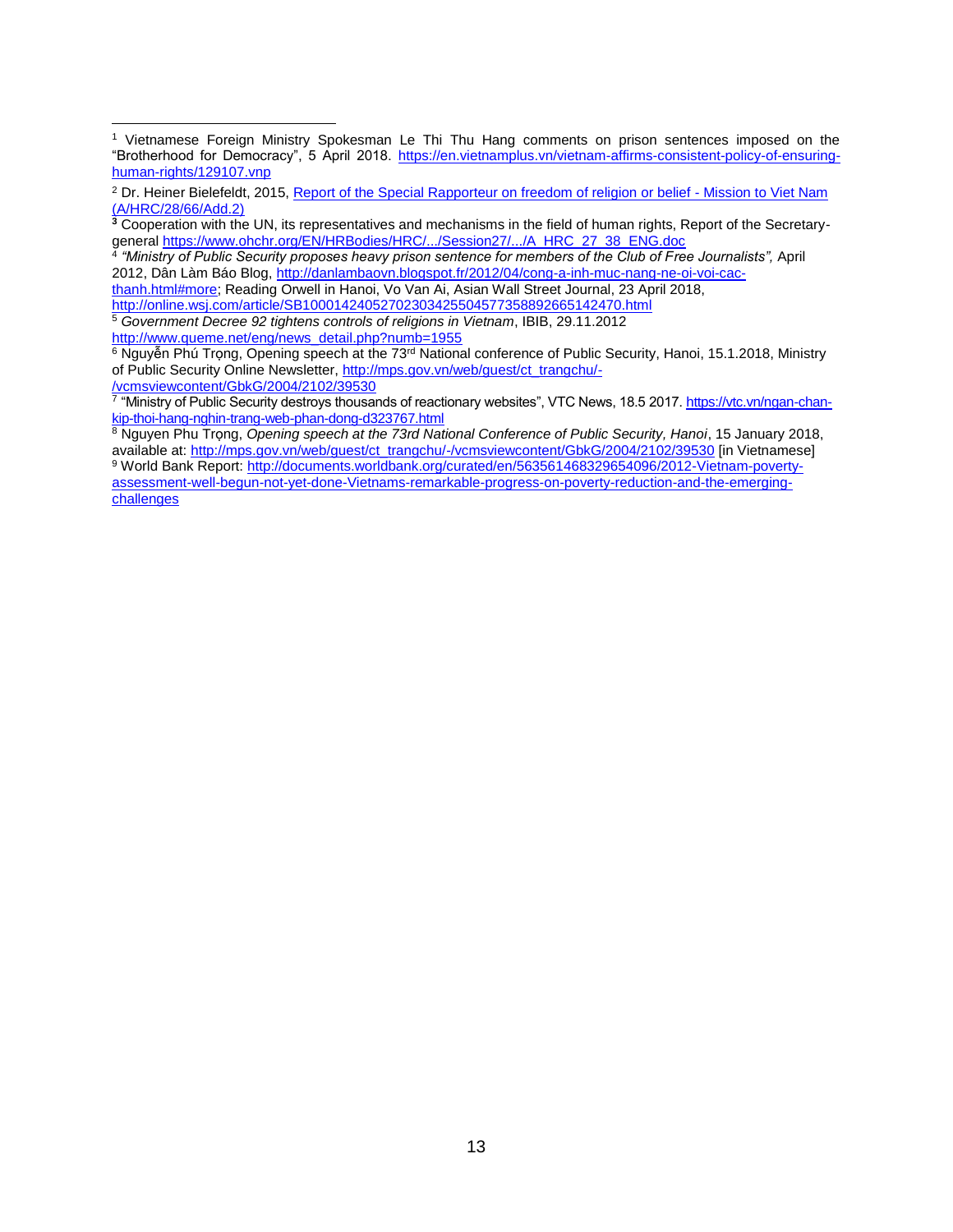[1] Vietnamese Foreign Ministry Spokesman Le Thi Thu Hang comments on prison sentences imposed on the "Brotherhood for Democracy", 5 April 2018. https://en.vietnamplus.vn/vietnam-affirms-consistent-policy-of-ensuring-human-rights/129107.vnp

[2] Dr. Heiner Bielefeldt, 2015, Report of the Special Rapporteur on freedom of religion or belief - Mission to Viet Nam (A/HRC/28/66/Add.2)

[3] Cooperation with the UN, its representatives and mechanisms in the field of human rights, Report of the Secretary-general https://www.ohchr.org/EN/HRBodies/HRC/.../Session27/.../A_HRC_27_38_ENG.doc

[4] *"Ministry of Public Security proposes heavy prison sentence for members of the Club of Free Journalists",* April 2012, Dân Làm Báo Blog, http://danlambaovn.blogspot.fr/2012/04/cong-a-inh-muc-nang-ne-oi-voi-cac-thanh.html#more; Reading Orwell in Hanoi, Vo Van Ai, Asian Wall Street Journal, 23 April 2018, http://online.wsj.com/article/SB10001424052702303425504577358892665142470.html

[5] *Government Decree 92 tightens controls of religions in Vietnam*, IBIB, 29.11.2012 http://www.queme.net/eng/news_detail.php?numb=1955

[6] Nguyễn Phú Trọng, Opening speech at the 73rd National conference of Public Security, Hanoi, 15.1.2018, Ministry of Public Security Online Newsletter, http://mps.gov.vn/web/guest/ct_trangchu/-/vcmsviewcontent/GbkG/2004/2102/39530

[7] "Ministry of Public Security destroys thousands of reactionary websites", VTC News, 18.5 2017. https://vtc.vn/ngan-chan-kip-thoi-hang-nghin-trang-web-phan-dong-d323767.html

[8] Nguyen Phu Trọng, *Opening speech at the 73rd National Conference of Public Security, Hanoi*, 15 January 2018, available at: http://mps.gov.vn/web/guest/ct_trangchu/-/vcmsviewcontent/GbkG/2004/2102/39530 [in Vietnamese]

[9] World Bank Report: http://documents.worldbank.org/curated/en/563561468329654096/2012-Vietnam-poverty-assessment-well-begun-not-yet-done-Vietnams-remarkable-progress-on-poverty-reduction-and-the-emerging-challenges